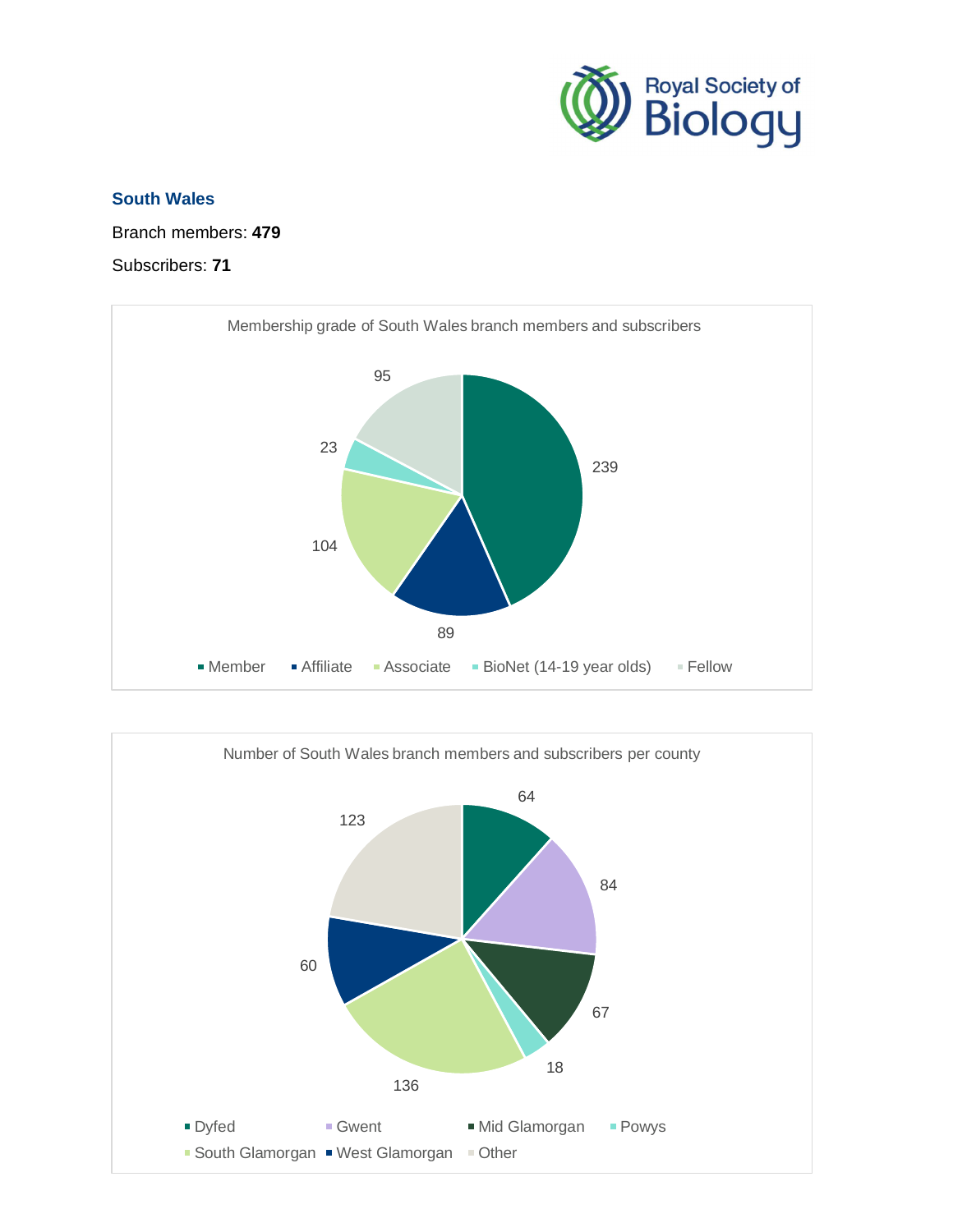## South Wales

Branch members: **479**

Subscribers: **71**

Membership grade of South Wales branch members and subscribers

| Membership grade | Number |
|---|---|
| Member | 239 |
| Affiliate | 89 |
| Associate | 104 |
| BioNet (14-19 year olds) | 23 |
| Fellow | 95 |

Number of South Wales branch members and subscribers per county

| County | Number |
|---|---|
| Dyfed | 64 |
| Gwent | 84 |
| Mid Glamorgan | 67 |
| Powys | 18 |
| South Glamorgan | 136 |
| West Glamorgan | 60 |
| Other | 123 |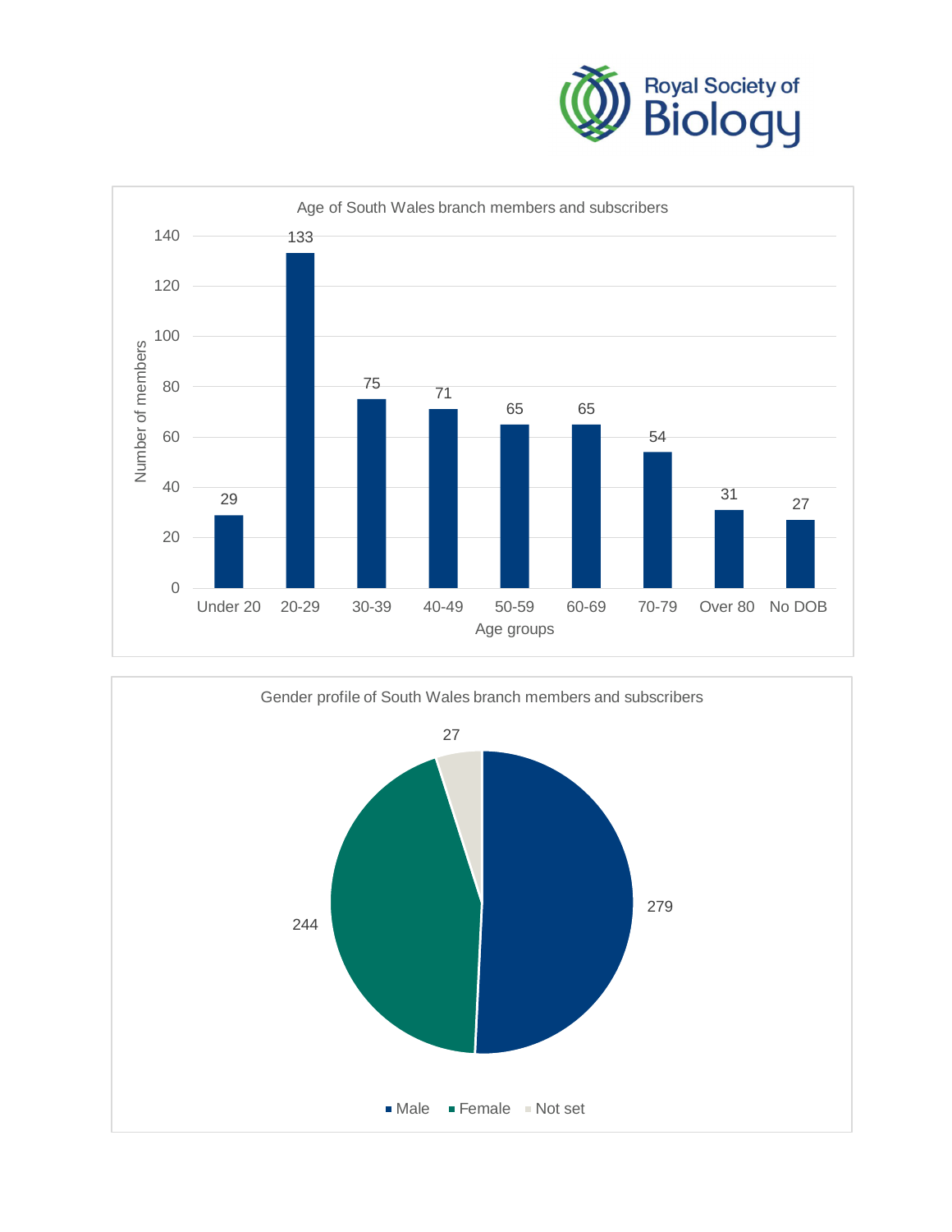**Age of South Wales branch members and subscribers**

| Age groups | Number of members |
|---|---|
| Under 20 | 29 |
| 20-29 | 133 |
| 30-39 | 75 |
| 40-49 | 71 |
| 50-59 | 65 |
| 60-69 | 65 |
| 70-79 | 54 |
| Over 80 | 31 |
| No DOB | 27 |

**Gender profile of South Wales branch members and subscribers**

| Gender | Number |
|---|---|
| Male | 279 |
| Female | 244 |
| Not set | 27 |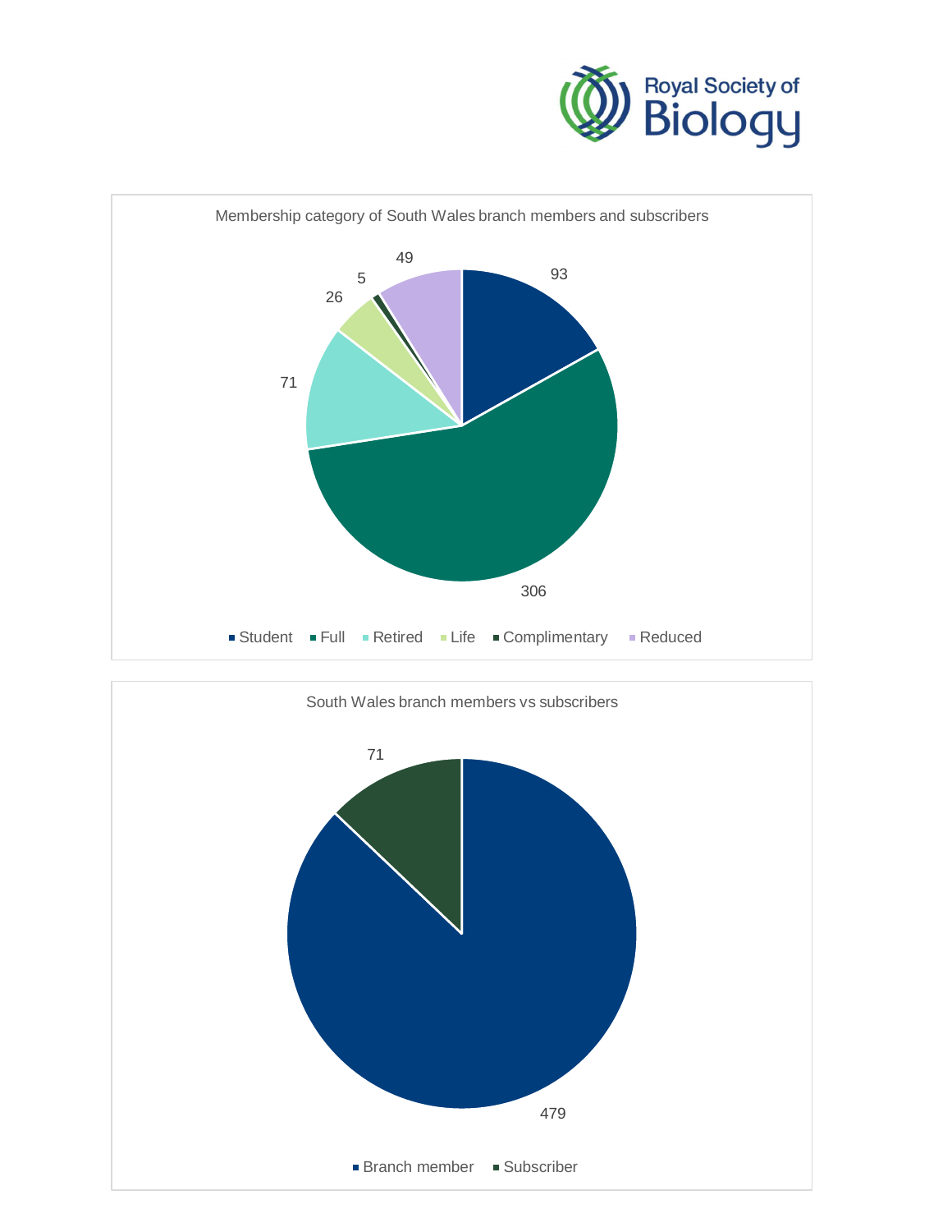Membership category of South Wales branch members and subscribers

| Category | Count |
| --- | --- |
| Student | 93 |
| Full | 306 |
| Retired | 71 |
| Life | 26 |
| Complimentary | 5 |
| Reduced | 49 |

South Wales branch members vs subscribers

| Category | Count |
| --- | --- |
| Branch member | 479 |
| Subscriber | 71 |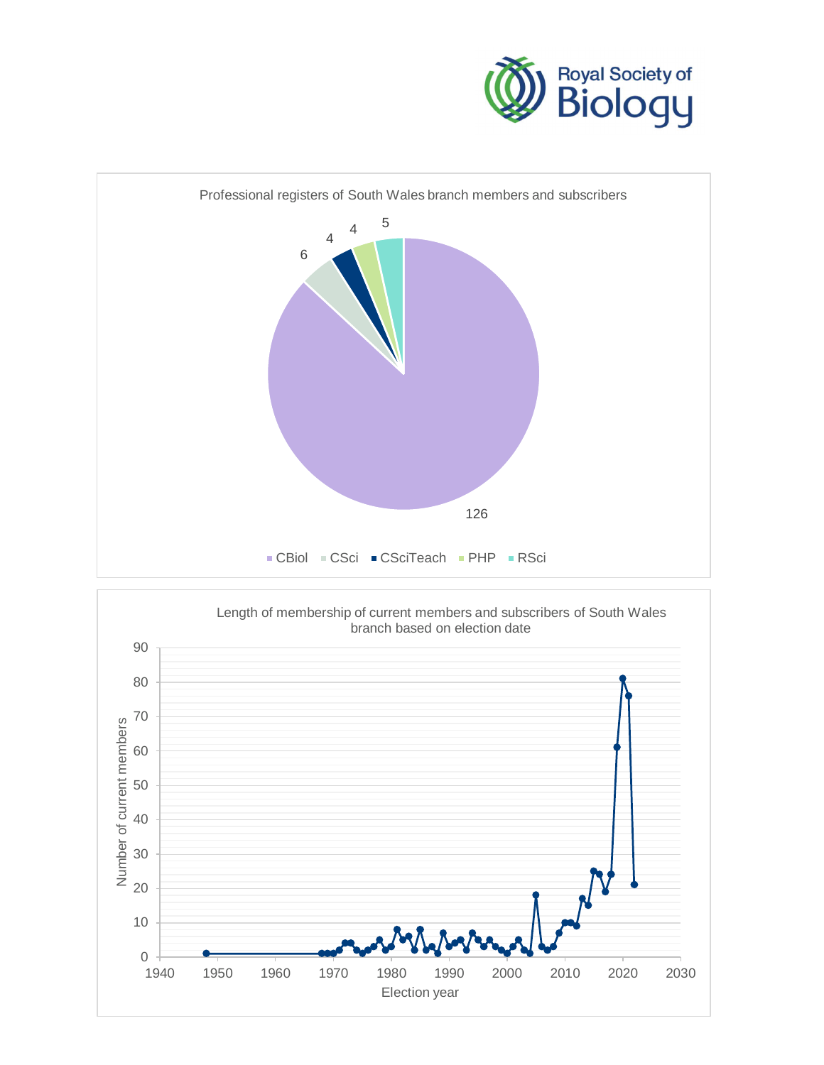**Professional registers of South Wales branch members and subscribers**

| Register | Number |
|---|---|
| CBiol | 126 |
| CSci | 6 |
| CSciTeach | 4 |
| PHP | 4 |
| RSci | 5 |

**Length of membership of current members and subscribers of South Wales branch based on election date**

Number of current members

Election year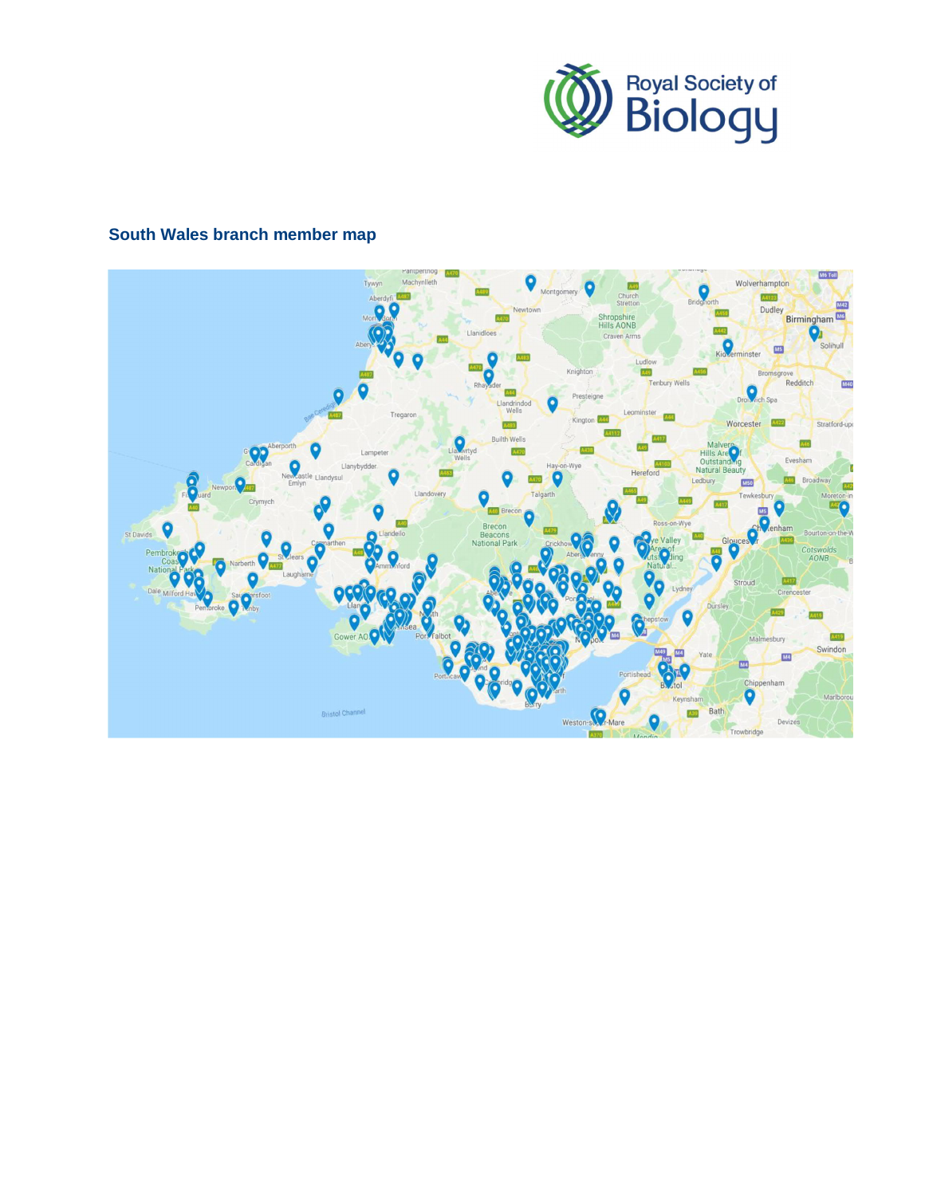Royal Society of Biology

## South Wales branch member map